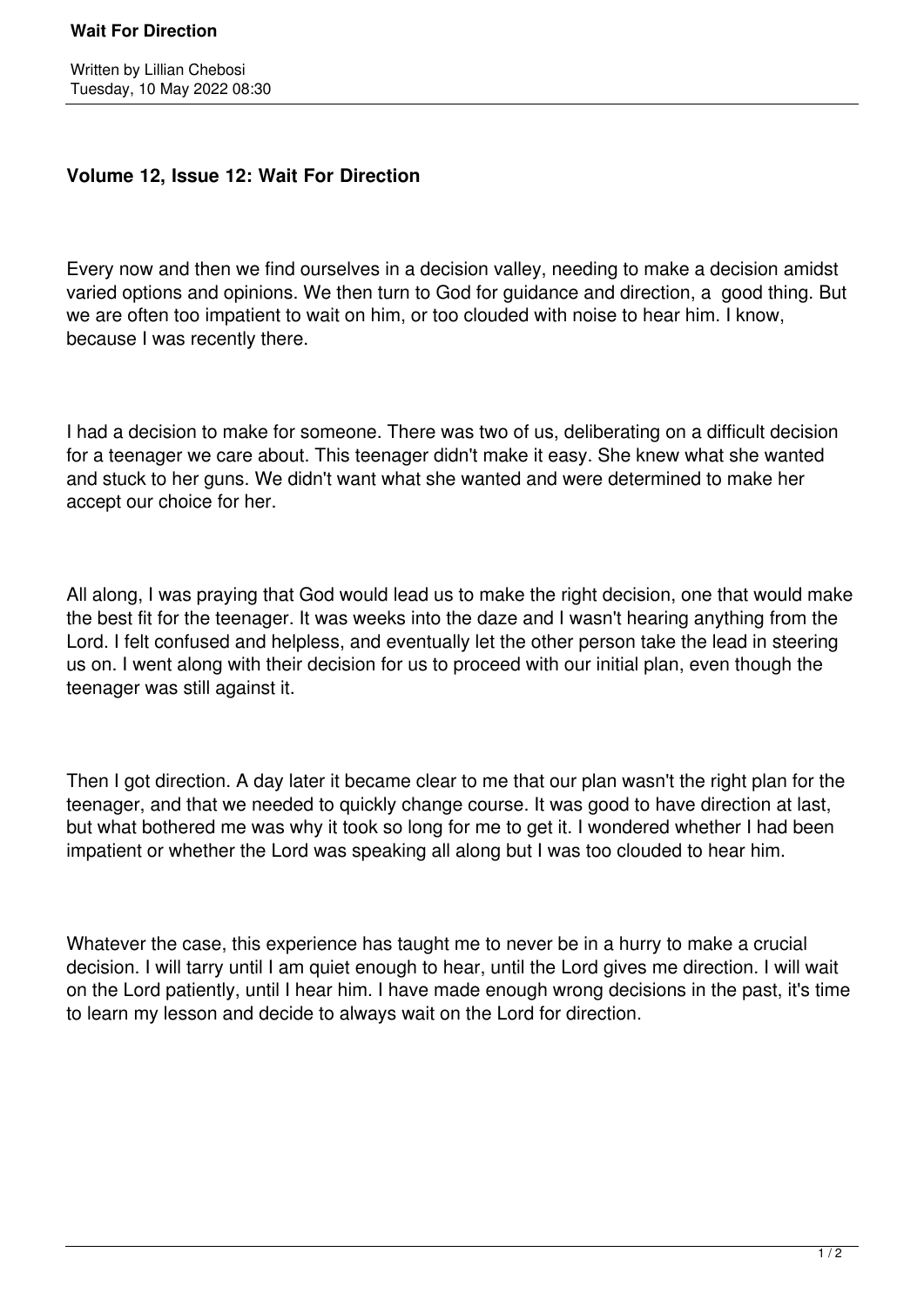Written by Lillian Chebosi
Tuesday, 10 May 2022 08:30

## Volume 12, Issue 12: Wait For Direction

Every now and then we find ourselves in a decision valley, needing to make a decision amidst varied options and opinions. We then turn to God for guidance and direction, a good thing. But we are often too impatient to wait on him, or too clouded with noise to hear him. I know, because I was recently there.

I had a decision to make for someone. There was two of us, deliberating on a difficult decision for a teenager we care about. This teenager didn't make it easy. She knew what she wanted and stuck to her guns. We didn't want what she wanted and were determined to make her accept our choice for her.

All along, I was praying that God would lead us to make the right decision, one that would make the best fit for the teenager. It was weeks into the daze and I wasn't hearing anything from the Lord. I felt confused and helpless, and eventually let the other person take the lead in steering us on. I went along with their decision for us to proceed with our initial plan, even though the teenager was still against it.

Then I got direction. A day later it became clear to me that our plan wasn't the right plan for the teenager, and that we needed to quickly change course. It was good to have direction at last, but what bothered me was why it took so long for me to get it. I wondered whether I had been impatient or whether the Lord was speaking all along but I was too clouded to hear him.

Whatever the case, this experience has taught me to never be in a hurry to make a crucial decision. I will tarry until I am quiet enough to hear, until the Lord gives me direction. I will wait on the Lord patiently, until I hear him. I have made enough wrong decisions in the past, it's time to learn my lesson and decide to always wait on the Lord for direction.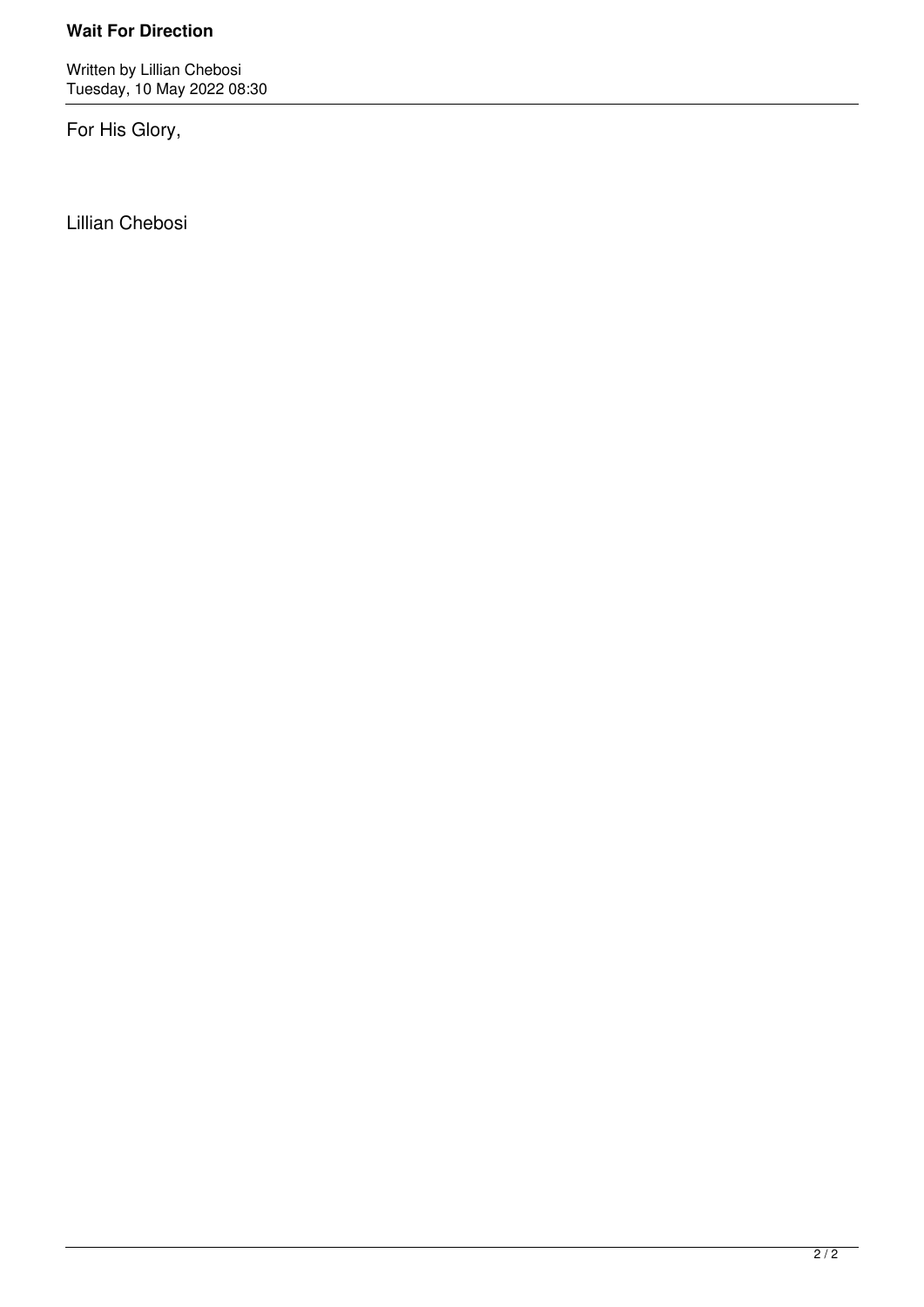For His Glory,

Lillian Chebosi